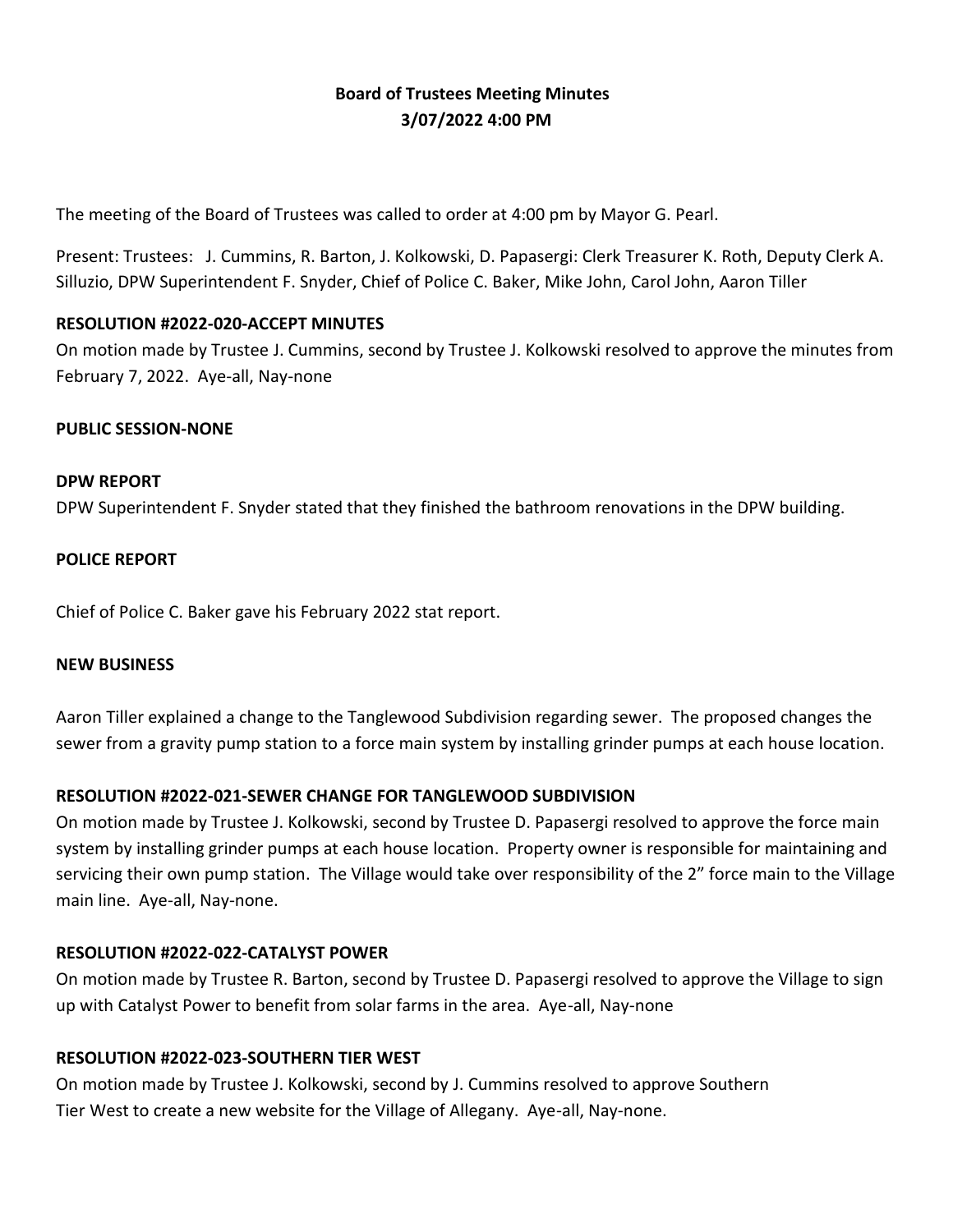**Board of Trustees Meeting Minutes**
**3/07/2022 4:00 PM**

The meeting of the Board of Trustees was called to order at 4:00 pm by Mayor G. Pearl.

Present: Trustees: J. Cummins, R. Barton, J. Kolkowski, D. Papasergi: Clerk Treasurer K. Roth, Deputy Clerk A. Silluzio, DPW Superintendent F. Snyder, Chief of Police C. Baker, Mike John, Carol John, Aaron Tiller

**RESOLUTION #2022-020-ACCEPT MINUTES**

On motion made by Trustee J. Cummins, second by Trustee J. Kolkowski resolved to approve the minutes from February 7, 2022. Aye-all, Nay-none

**PUBLIC SESSION-NONE**

**DPW REPORT**

DPW Superintendent F. Snyder stated that they finished the bathroom renovations in the DPW building.

**POLICE REPORT**

Chief of Police C. Baker gave his February 2022 stat report.

**NEW BUSINESS**

Aaron Tiller explained a change to the Tanglewood Subdivision regarding sewer. The proposed changes the sewer from a gravity pump station to a force main system by installing grinder pumps at each house location.

**RESOLUTION #2022-021-SEWER CHANGE FOR TANGLEWOOD SUBDIVISION**

On motion made by Trustee J. Kolkowski, second by Trustee D. Papasergi resolved to approve the force main system by installing grinder pumps at each house location. Property owner is responsible for maintaining and servicing their own pump station. The Village would take over responsibility of the 2" force main to the Village main line. Aye-all, Nay-none.

**RESOLUTION #2022-022-CATALYST POWER**

On motion made by Trustee R. Barton, second by Trustee D. Papasergi resolved to approve the Village to sign up with Catalyst Power to benefit from solar farms in the area. Aye-all, Nay-none

**RESOLUTION #2022-023-SOUTHERN TIER WEST**

On motion made by Trustee J. Kolkowski, second by J. Cummins resolved to approve Southern Tier West to create a new website for the Village of Allegany. Aye-all, Nay-none.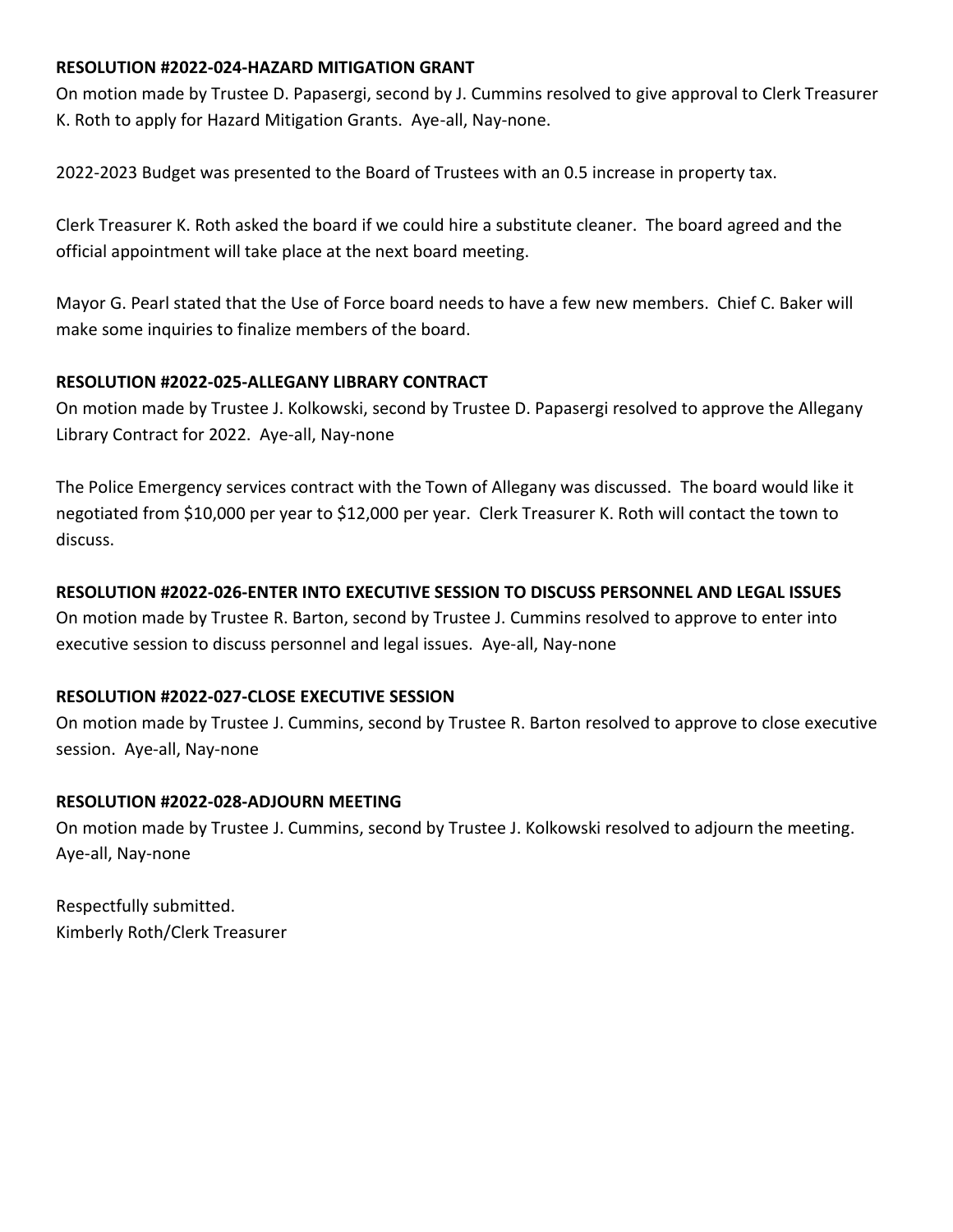**RESOLUTION #2022-024-HAZARD MITIGATION GRANT**

On motion made by Trustee D. Papasergi, second by J. Cummins resolved to give approval to Clerk Treasurer K. Roth to apply for Hazard Mitigation Grants. Aye-all, Nay-none.

2022-2023 Budget was presented to the Board of Trustees with an 0.5 increase in property tax.

Clerk Treasurer K. Roth asked the board if we could hire a substitute cleaner. The board agreed and the official appointment will take place at the next board meeting.

Mayor G. Pearl stated that the Use of Force board needs to have a few new members. Chief C. Baker will make some inquiries to finalize members of the board.

**RESOLUTION #2022-025-ALLEGANY LIBRARY CONTRACT**

On motion made by Trustee J. Kolkowski, second by Trustee D. Papasergi resolved to approve the Allegany Library Contract for 2022. Aye-all, Nay-none

The Police Emergency services contract with the Town of Allegany was discussed. The board would like it negotiated from $10,000 per year to $12,000 per year. Clerk Treasurer K. Roth will contact the town to discuss.

**RESOLUTION #2022-026-ENTER INTO EXECUTIVE SESSION TO DISCUSS PERSONNEL AND LEGAL ISSUES**

On motion made by Trustee R. Barton, second by Trustee J. Cummins resolved to approve to enter into executive session to discuss personnel and legal issues. Aye-all, Nay-none

**RESOLUTION #2022-027-CLOSE EXECUTIVE SESSION**

On motion made by Trustee J. Cummins, second by Trustee R. Barton resolved to approve to close executive session. Aye-all, Nay-none

**RESOLUTION #2022-028-ADJOURN MEETING**

On motion made by Trustee J. Cummins, second by Trustee J. Kolkowski resolved to adjourn the meeting. Aye-all, Nay-none

Respectfully submitted.
Kimberly Roth/Clerk Treasurer